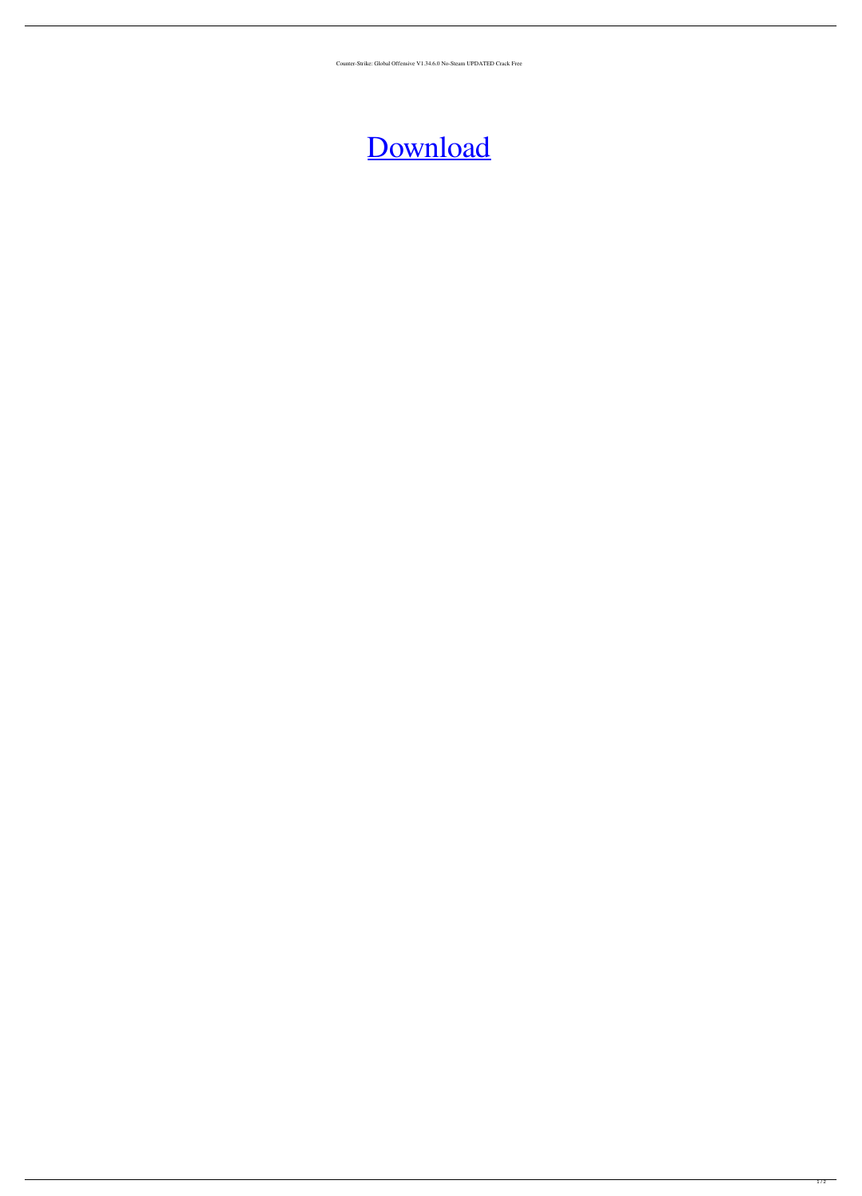Counter-Strike: Global Offensive V1.34.6.0 No-Steam UPDATED Crack Free

[Download]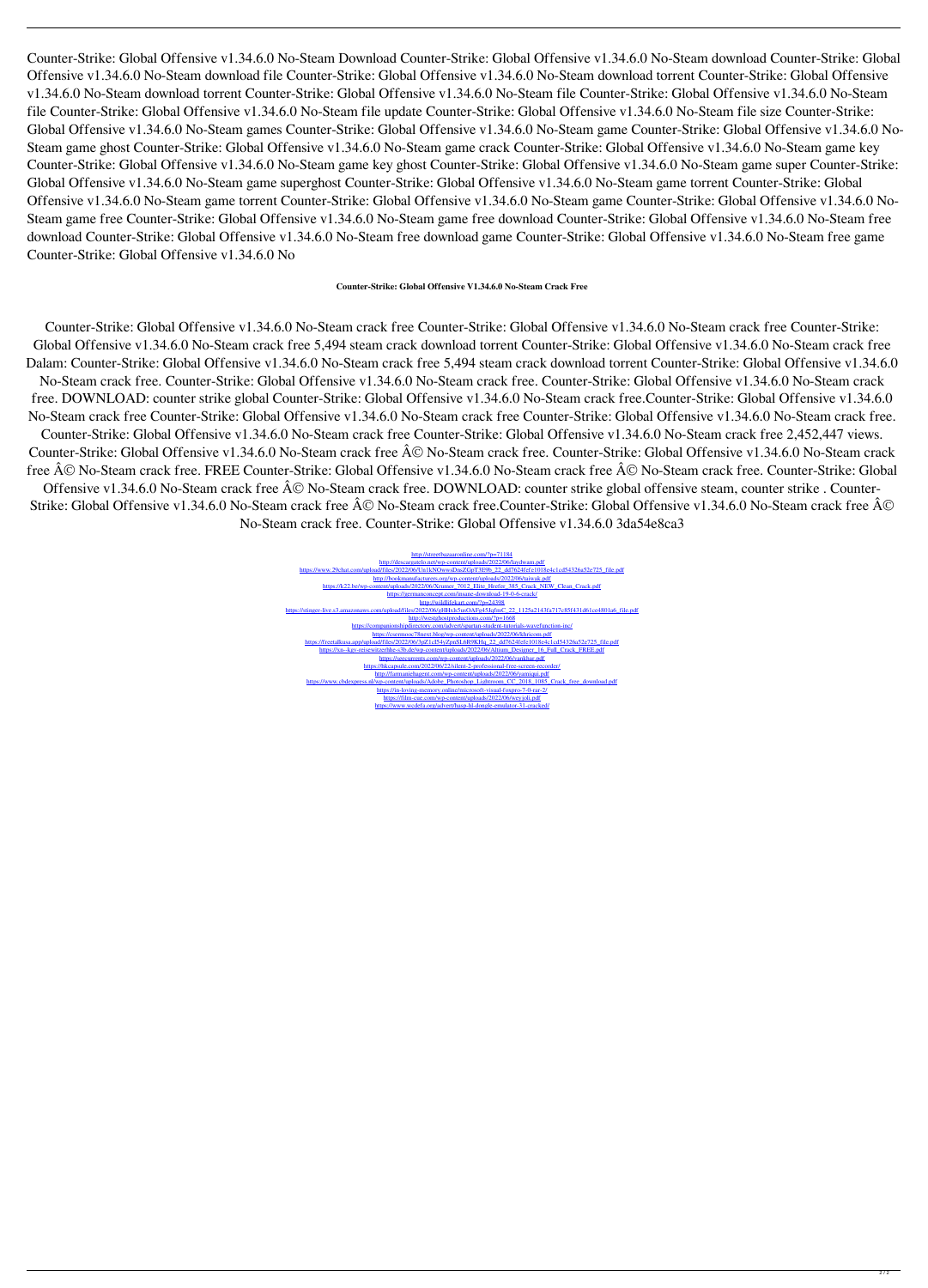Counter-Strike: Global Offensive v1.34.6.0 No-Steam Download Counter-Strike: Global Offensive v1.34.6.0 No-Steam download Counter-Strike: Global Offensive v1.34.6.0 No-Steam download file Counter-Strike: Global Offensive v1.34.6.0 No-Steam download torrent Counter-Strike: Global Offensive v1.34.6.0 No-Steam download torrent Counter-Strike: Global Offensive v1.34.6.0 No-Steam file Counter-Strike: Global Offensive v1.34.6.0 No-Steam file Counter-Strike: Global Offensive v1.34.6.0 No-Steam file update Counter-Strike: Global Offensive v1.34.6.0 No-Steam file size Counter-Strike: Global Offensive v1.34.6.0 No-Steam games Counter-Strike: Global Offensive v1.34.6.0 No-Steam game Counter-Strike: Global Offensive v1.34.6.0 No-Steam game ghost Counter-Strike: Global Offensive v1.34.6.0 No-Steam game crack Counter-Strike: Global Offensive v1.34.6.0 No-Steam game key Counter-Strike: Global Offensive v1.34.6.0 No-Steam game key ghost Counter-Strike: Global Offensive v1.34.6.0 No-Steam game super Counter-Strike: Global Offensive v1.34.6.0 No-Steam game superghost Counter-Strike: Global Offensive v1.34.6.0 No-Steam game torrent Counter-Strike: Global Offensive v1.34.6.0 No-Steam game torrent Counter-Strike: Global Offensive v1.34.6.0 No-Steam game Counter-Strike: Global Offensive v1.34.6.0 No-Steam game free Counter-Strike: Global Offensive v1.34.6.0 No-Steam game free download Counter-Strike: Global Offensive v1.34.6.0 No-Steam free download Counter-Strike: Global Offensive v1.34.6.0 No-Steam free download game Counter-Strike: Global Offensive v1.34.6.0 No-Steam free game Counter-Strike: Global Offensive v1.34.6.0 No

**Counter-Strike: Global Offensive V1.34.6.0 No-Steam Crack Free**

Counter-Strike: Global Offensive v1.34.6.0 No-Steam crack free Counter-Strike: Global Offensive v1.34.6.0 No-Steam crack free Counter-Strike: Global Offensive v1.34.6.0 No-Steam crack free 5,494 steam crack download torrent Counter-Strike: Global Offensive v1.34.6.0 No-Steam crack free Dalam: Counter-Strike: Global Offensive v1.34.6.0 No-Steam crack free 5,494 steam crack download torrent Counter-Strike: Global Offensive v1.34.6.0 No-Steam crack free. Counter-Strike: Global Offensive v1.34.6.0 No-Steam crack free. Counter-Strike: Global Offensive v1.34.6.0 No-Steam crack free. DOWNLOAD: counter strike global Counter-Strike: Global Offensive v1.34.6.0 No-Steam crack free.Counter-Strike: Global Offensive v1.34.6.0 No-Steam crack free Counter-Strike: Global Offensive v1.34.6.0 No-Steam crack free Counter-Strike: Global Offensive v1.34.6.0 No-Steam crack free. Counter-Strike: Global Offensive v1.34.6.0 No-Steam crack free Counter-Strike: Global Offensive v1.34.6.0 No-Steam crack free 2,452,447 views. Counter-Strike: Global Offensive v1.34.6.0 No-Steam crack free Â© No-Steam crack free. Counter-Strike: Global Offensive v1.34.6.0 No-Steam crack free Â© No-Steam crack free. FREE Counter-Strike: Global Offensive v1.34.6.0 No-Steam crack free Â© No-Steam crack free. Counter-Strike: Global Offensive v1.34.6.0 No-Steam crack free Â© No-Steam crack free. DOWNLOAD: counter strike global offensive steam, counter strike . Counter-Strike: Global Offensive v1.34.6.0 No-Steam crack free Â© No-Steam crack free.Counter-Strike: Global Offensive v1.34.6.0 No-Steam crack free Â© No-Steam crack free. Counter-Strike: Global Offensive v1.34.6.0 3da54e8ca3

http://streetbazaaronline.com/?p=71184
http://descargatelo.net/wp-content/uploads/2022/06/laydwam.pdf
https://www.29chat.com/upload/files/2022/06/Un1kNOwwsDmZGpT3E9b_22_dd7624fefe1018e4c1cd54326a52e725_file.pdf
http://bookmanufacturers.org/wp-content/uploads/2022/06/taiwak.pdf
https://k22.be/wp-content/uploads/2022/06/Xrumer_7012_Elite_Hrefer_385_Crack_NEW_Clean_Crack.pdf
https://germanconcept.com/insane-download-19-0-6-crack/
http://wildlifekart.com/?p=24398
https://stinger-live.s3.amazonaws.com/upload/files/2022/06/aHHxIs5usOAFe45JqfmC_22_1125a2143fa717c85f431d61ce4801a6_file.pdf
http://westghostproductions.com/?p=1668
https://companionshipdirectory.com/advert/spartan-student-tutorials-wavefunction-inc/
https://csermooc78next.blog/wp-content/uploads/2022/06/khricom.pdf
https://freetalkusa.app/upload/files/2022/06/3pZ1cI54yZpnSL6R9KHq_22_dd7624fefe1018e4c1cd54326a52e725_file.pdf
https://xn--kgv-reisewitzerhhe-s3b.de/wp-content/uploads/2022/06/Altium_Designer_16_Full_Crack_FREE.pdf
https://seecurrents.com/wp-content/uploads/2022/06/vankbar.pdf
https://hkcapsule.com/2022/06/22/silent-2-professional-free-screen-recorder/
http://famanijehagent.com/wp-content/uploads/2022/06/yamiqui.pdf
https://www.cbdexpress.nl/wp-content/uploads/Adobe_Photoshop_Lightroom_CC_2018_1085_Crack_free_download.pdf
https://in-loving-memory.online/microsoft-visual-foxpro-7-0-rar-2/
https://film-cue.com/wp-content/uploads/2022/06/weyjoli.pdf
https://www.wcdefa.org/advert/hasp-hl-dongle-emulator-31-cracked/